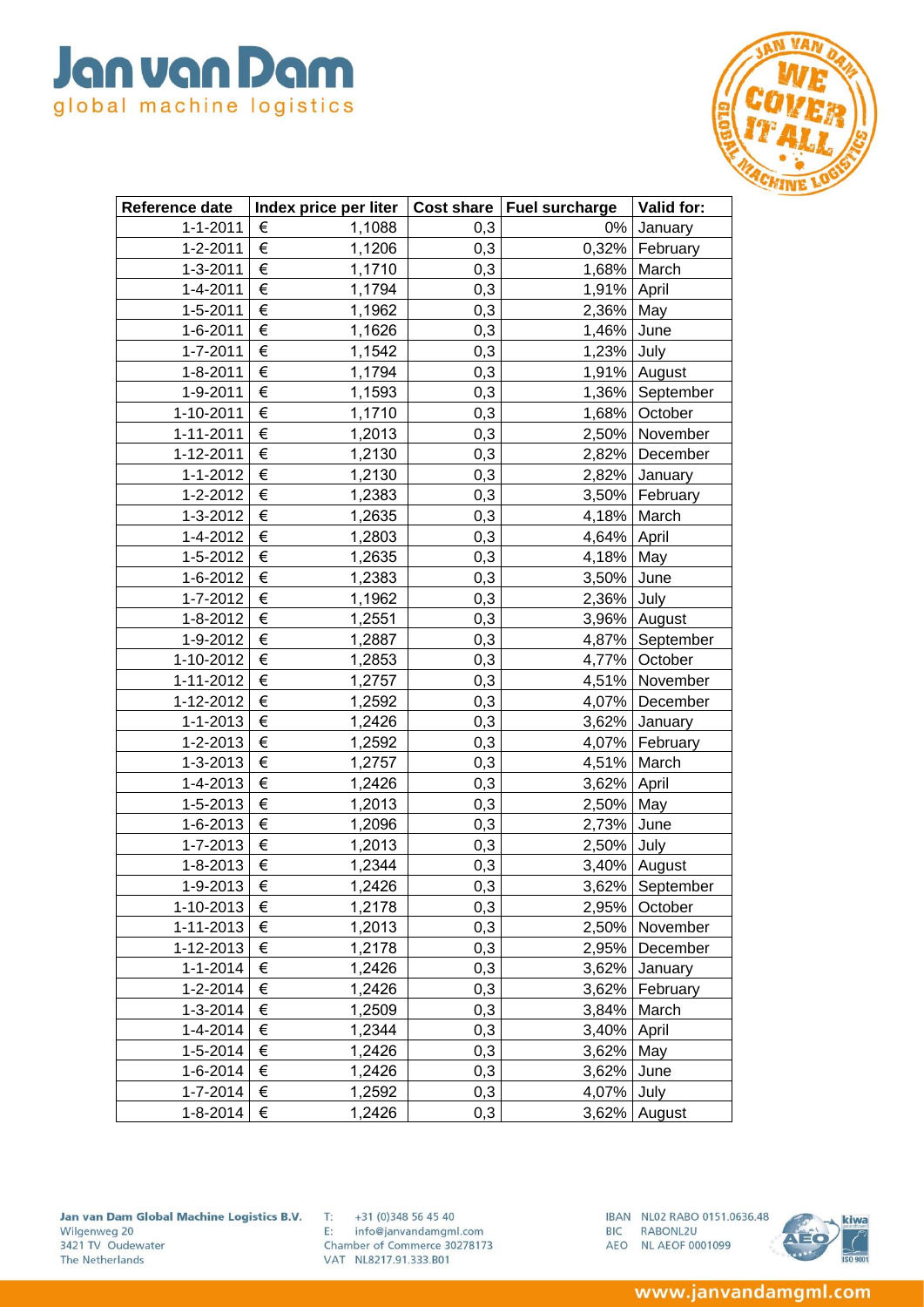| Reference date | Index price per liter | Cost share | Fuel surcharge | Valid for: |
|---|---|---|---|---|
| 1-1-2011 | € 1,1088 | 0,3 | 0% | January |
| 1-2-2011 | € 1,1206 | 0,3 | 0,32% | February |
| 1-3-2011 | € 1,1710 | 0,3 | 1,68% | March |
| 1-4-2011 | € 1,1794 | 0,3 | 1,91% | April |
| 1-5-2011 | € 1,1962 | 0,3 | 2,36% | May |
| 1-6-2011 | € 1,1626 | 0,3 | 1,46% | June |
| 1-7-2011 | € 1,1542 | 0,3 | 1,23% | July |
| 1-8-2011 | € 1,1794 | 0,3 | 1,91% | August |
| 1-9-2011 | € 1,1593 | 0,3 | 1,36% | September |
| 1-10-2011 | € 1,1710 | 0,3 | 1,68% | October |
| 1-11-2011 | € 1,2013 | 0,3 | 2,50% | November |
| 1-12-2011 | € 1,2130 | 0,3 | 2,82% | December |
| 1-1-2012 | € 1,2130 | 0,3 | 2,82% | January |
| 1-2-2012 | € 1,2383 | 0,3 | 3,50% | February |
| 1-3-2012 | € 1,2635 | 0,3 | 4,18% | March |
| 1-4-2012 | € 1,2803 | 0,3 | 4,64% | April |
| 1-5-2012 | € 1,2635 | 0,3 | 4,18% | May |
| 1-6-2012 | € 1,2383 | 0,3 | 3,50% | June |
| 1-7-2012 | € 1,1962 | 0,3 | 2,36% | July |
| 1-8-2012 | € 1,2551 | 0,3 | 3,96% | August |
| 1-9-2012 | € 1,2887 | 0,3 | 4,87% | September |
| 1-10-2012 | € 1,2853 | 0,3 | 4,77% | October |
| 1-11-2012 | € 1,2757 | 0,3 | 4,51% | November |
| 1-12-2012 | € 1,2592 | 0,3 | 4,07% | December |
| 1-1-2013 | € 1,2426 | 0,3 | 3,62% | January |
| 1-2-2013 | € 1,2592 | 0,3 | 4,07% | February |
| 1-3-2013 | € 1,2757 | 0,3 | 4,51% | March |
| 1-4-2013 | € 1,2426 | 0,3 | 3,62% | April |
| 1-5-2013 | € 1,2013 | 0,3 | 2,50% | May |
| 1-6-2013 | € 1,2096 | 0,3 | 2,73% | June |
| 1-7-2013 | € 1,2013 | 0,3 | 2,50% | July |
| 1-8-2013 | € 1,2344 | 0,3 | 3,40% | August |
| 1-9-2013 | € 1,2426 | 0,3 | 3,62% | September |
| 1-10-2013 | € 1,2178 | 0,3 | 2,95% | October |
| 1-11-2013 | € 1,2013 | 0,3 | 2,50% | November |
| 1-12-2013 | € 1,2178 | 0,3 | 2,95% | December |
| 1-1-2014 | € 1,2426 | 0,3 | 3,62% | January |
| 1-2-2014 | € 1,2426 | 0,3 | 3,62% | February |
| 1-3-2014 | € 1,2509 | 0,3 | 3,84% | March |
| 1-4-2014 | € 1,2344 | 0,3 | 3,40% | April |
| 1-5-2014 | € 1,2426 | 0,3 | 3,62% | May |
| 1-6-2014 | € 1,2426 | 0,3 | 3,62% | June |
| 1-7-2014 | € 1,2592 | 0,3 | 4,07% | July |
| 1-8-2014 | € 1,2426 | 0,3 | 3,62% | August |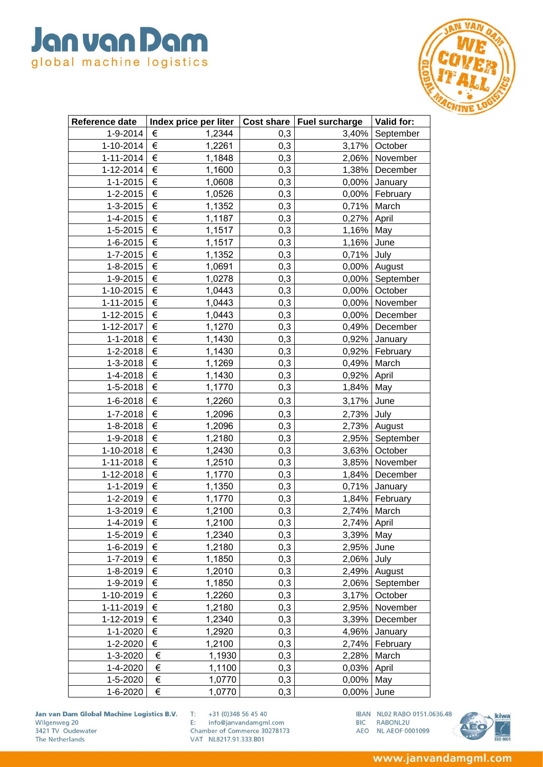| Reference date | Index price per liter | Cost share | Fuel surcharge | Valid for: |
|---|---|---|---|---|
| 1-9-2014 | € 1,2344 | 0,3 | 3,40% | September |
| 1-10-2014 | € 1,2261 | 0,3 | 3,17% | October |
| 1-11-2014 | € 1,1848 | 0,3 | 2,06% | November |
| 1-12-2014 | € 1,1600 | 0,3 | 1,38% | December |
| 1-1-2015 | € 1,0608 | 0,3 | 0,00% | January |
| 1-2-2015 | € 1,0526 | 0,3 | 0,00% | February |
| 1-3-2015 | € 1,1352 | 0,3 | 0,71% | March |
| 1-4-2015 | € 1,1187 | 0,3 | 0,27% | April |
| 1-5-2015 | € 1,1517 | 0,3 | 1,16% | May |
| 1-6-2015 | € 1,1517 | 0,3 | 1,16% | June |
| 1-7-2015 | € 1,1352 | 0,3 | 0,71% | July |
| 1-8-2015 | € 1,0691 | 0,3 | 0,00% | August |
| 1-9-2015 | € 1,0278 | 0,3 | 0,00% | September |
| 1-10-2015 | € 1,0443 | 0,3 | 0,00% | October |
| 1-11-2015 | € 1,0443 | 0,3 | 0,00% | November |
| 1-12-2015 | € 1,0443 | 0,3 | 0,00% | December |
| 1-12-2017 | € 1,1270 | 0,3 | 0,49% | December |
| 1-1-2018 | € 1,1430 | 0,3 | 0,92% | January |
| 1-2-2018 | € 1,1430 | 0,3 | 0,92% | February |
| 1-3-2018 | € 1,1269 | 0,3 | 0,49% | March |
| 1-4-2018 | € 1,1430 | 0,3 | 0,92% | April |
| 1-5-2018 | € 1,1770 | 0,3 | 1,84% | May |
| 1-6-2018 | € 1,2260 | 0,3 | 3,17% | June |
| 1-7-2018 | € 1,2096 | 0,3 | 2,73% | July |
| 1-8-2018 | € 1,2096 | 0,3 | 2,73% | August |
| 1-9-2018 | € 1,2180 | 0,3 | 2,95% | September |
| 1-10-2018 | € 1,2430 | 0,3 | 3,63% | October |
| 1-11-2018 | € 1,2510 | 0,3 | 3,85% | November |
| 1-12-2018 | € 1,1770 | 0,3 | 1,84% | December |
| 1-1-2019 | € 1,1350 | 0,3 | 0,71% | January |
| 1-2-2019 | € 1,1770 | 0,3 | 1,84% | February |
| 1-3-2019 | € 1,2100 | 0,3 | 2,74% | March |
| 1-4-2019 | € 1,2100 | 0,3 | 2,74% | April |
| 1-5-2019 | € 1,2340 | 0,3 | 3,39% | May |
| 1-6-2019 | € 1,2180 | 0,3 | 2,95% | June |
| 1-7-2019 | € 1,1850 | 0,3 | 2,06% | July |
| 1-8-2019 | € 1,2010 | 0,3 | 2,49% | August |
| 1-9-2019 | € 1,1850 | 0,3 | 2,06% | September |
| 1-10-2019 | € 1,2260 | 0,3 | 3,17% | October |
| 1-11-2019 | € 1,2180 | 0,3 | 2,95% | November |
| 1-12-2019 | € 1,2340 | 0,3 | 3,39% | December |
| 1-1-2020 | € 1,2920 | 0,3 | 4,96% | January |
| 1-2-2020 | € 1,2100 | 0,3 | 2,74% | February |
| 1-3-2020 | € 1,1930 | 0,3 | 2,28% | March |
| 1-4-2020 | € 1,1100 | 0,3 | 0,03% | April |
| 1-5-2020 | € 1,0770 | 0,3 | 0,00% | May |
| 1-6-2020 | € 1,0770 | 0,3 | 0,00% | June |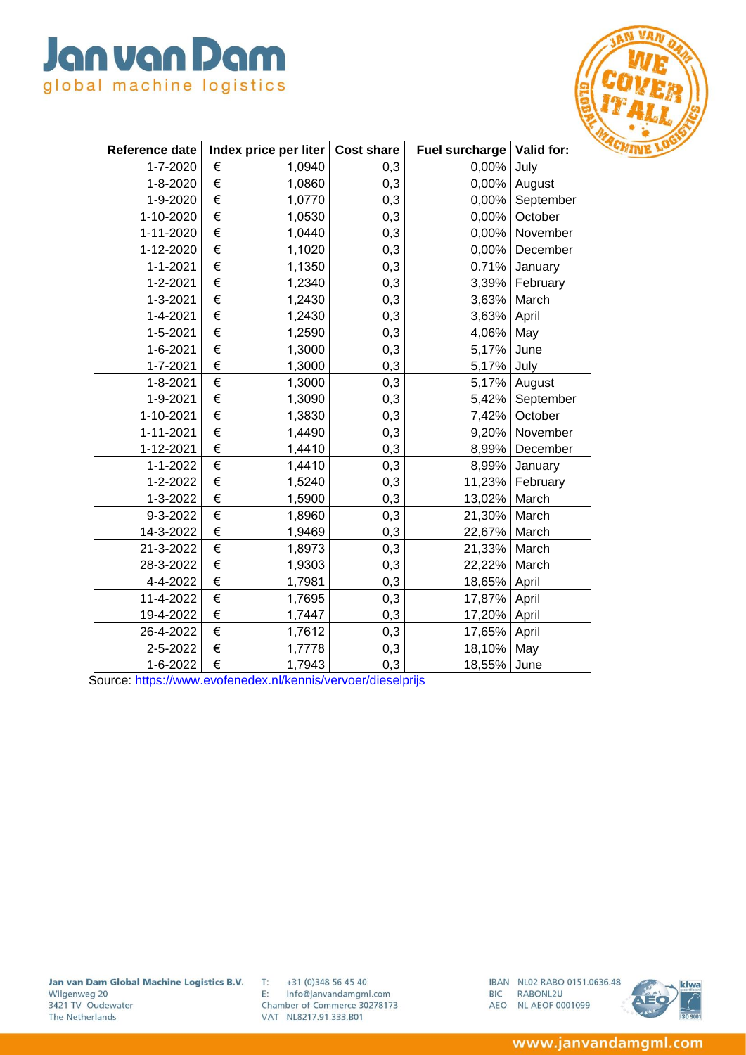Jan van Dam
global machine logistics

| Reference date | Index price per liter | Cost share | Fuel surcharge | Valid for: |
|---|---|---|---|---|
| 1-7-2020 | € 1,0940 | 0,3 | 0,00% | July |
| 1-8-2020 | € 1,0860 | 0,3 | 0,00% | August |
| 1-9-2020 | € 1,0770 | 0,3 | 0,00% | September |
| 1-10-2020 | € 1,0530 | 0,3 | 0,00% | October |
| 1-11-2020 | € 1,0440 | 0,3 | 0,00% | November |
| 1-12-2020 | € 1,1020 | 0,3 | 0,00% | December |
| 1-1-2021 | € 1,1350 | 0,3 | 0.71% | January |
| 1-2-2021 | € 1,2340 | 0,3 | 3,39% | February |
| 1-3-2021 | € 1,2430 | 0,3 | 3,63% | March |
| 1-4-2021 | € 1,2430 | 0,3 | 3,63% | April |
| 1-5-2021 | € 1,2590 | 0,3 | 4,06% | May |
| 1-6-2021 | € 1,3000 | 0,3 | 5,17% | June |
| 1-7-2021 | € 1,3000 | 0,3 | 5,17% | July |
| 1-8-2021 | € 1,3000 | 0,3 | 5,17% | August |
| 1-9-2021 | € 1,3090 | 0,3 | 5,42% | September |
| 1-10-2021 | € 1,3830 | 0,3 | 7,42% | October |
| 1-11-2021 | € 1,4490 | 0,3 | 9,20% | November |
| 1-12-2021 | € 1,4410 | 0,3 | 8,99% | December |
| 1-1-2022 | € 1,4410 | 0,3 | 8,99% | January |
| 1-2-2022 | € 1,5240 | 0,3 | 11,23% | February |
| 1-3-2022 | € 1,5900 | 0,3 | 13,02% | March |
| 9-3-2022 | € 1,8960 | 0,3 | 21,30% | March |
| 14-3-2022 | € 1,9469 | 0,3 | 22,67% | March |
| 21-3-2022 | € 1,8973 | 0,3 | 21,33% | March |
| 28-3-2022 | € 1,9303 | 0,3 | 22,22% | March |
| 4-4-2022 | € 1,7981 | 0,3 | 18,65% | April |
| 11-4-2022 | € 1,7695 | 0,3 | 17,87% | April |
| 19-4-2022 | € 1,7447 | 0,3 | 17,20% | April |
| 26-4-2022 | € 1,7612 | 0,3 | 17,65% | April |
| 2-5-2022 | € 1,7778 | 0,3 | 18,10% | May |
| 1-6-2022 | € 1,7943 | 0,3 | 18,55% | June |

Source: https://www.evofenedex.nl/kennis/vervoer/dieselprijs